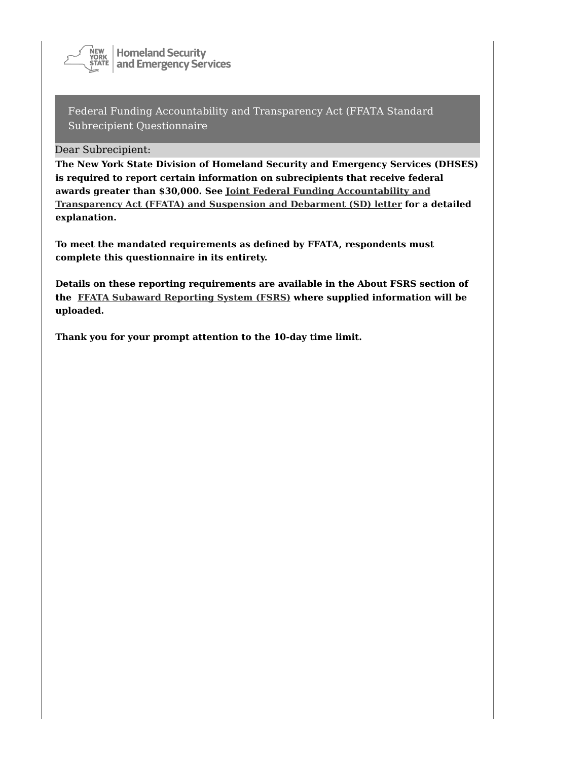New York State Homeland Security and Emergency Services

# Federal Funding Accountability and Transparency Act (FFATA Standard Subrecipient Questionnaire

Dear Subrecipient:

**The New York State Division of Homeland Security and Emergency Services (DHSES) is required to report certain information on subrecipients that receive federal awards greater than $30,000. See Joint Federal Funding Accountability and Transparency Act (FFATA) and Suspension and Debarment (SD) letter for a detailed explanation.**

**To meet the mandated requirements as defined by FFATA, respondents must complete this questionnaire in its entirety.**

**Details on these reporting requirements are available in the About FSRS section of the FFATA Subaward Reporting System (FSRS) where supplied information will be uploaded.**

**Thank you for your prompt attention to the 10-day time limit.**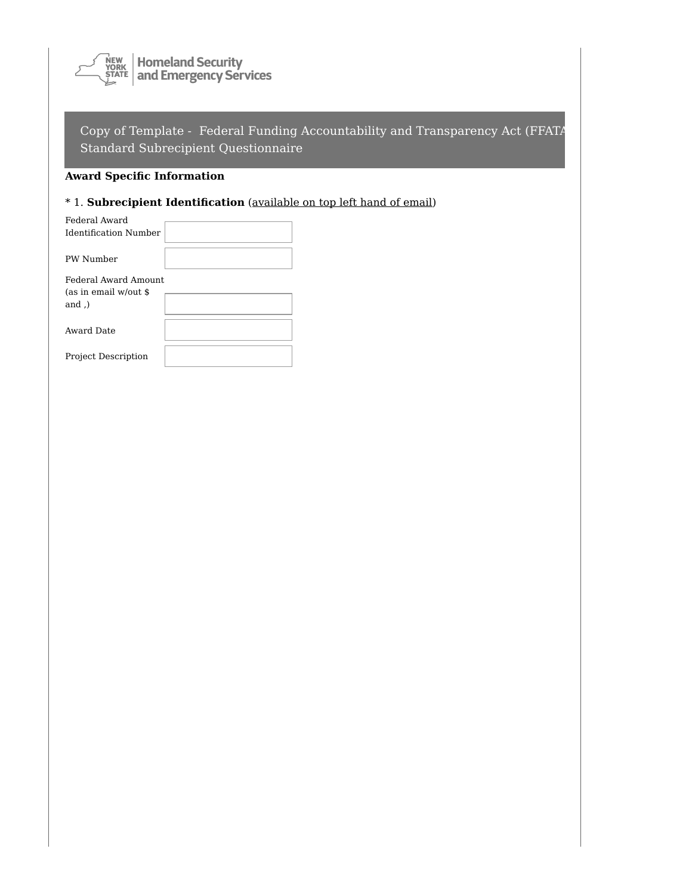Copy of Template - Federal Funding Accountability and Transparency Act (FFATA Standard Subrecipient Questionnaire

**Award Specific Information**

* 1. **Subrecipient Identification** (available on top left hand of email)

Federal Award Identification Number

PW Number

Federal Award Amount (as in email w/out $ and ,)

Award Date

Project Description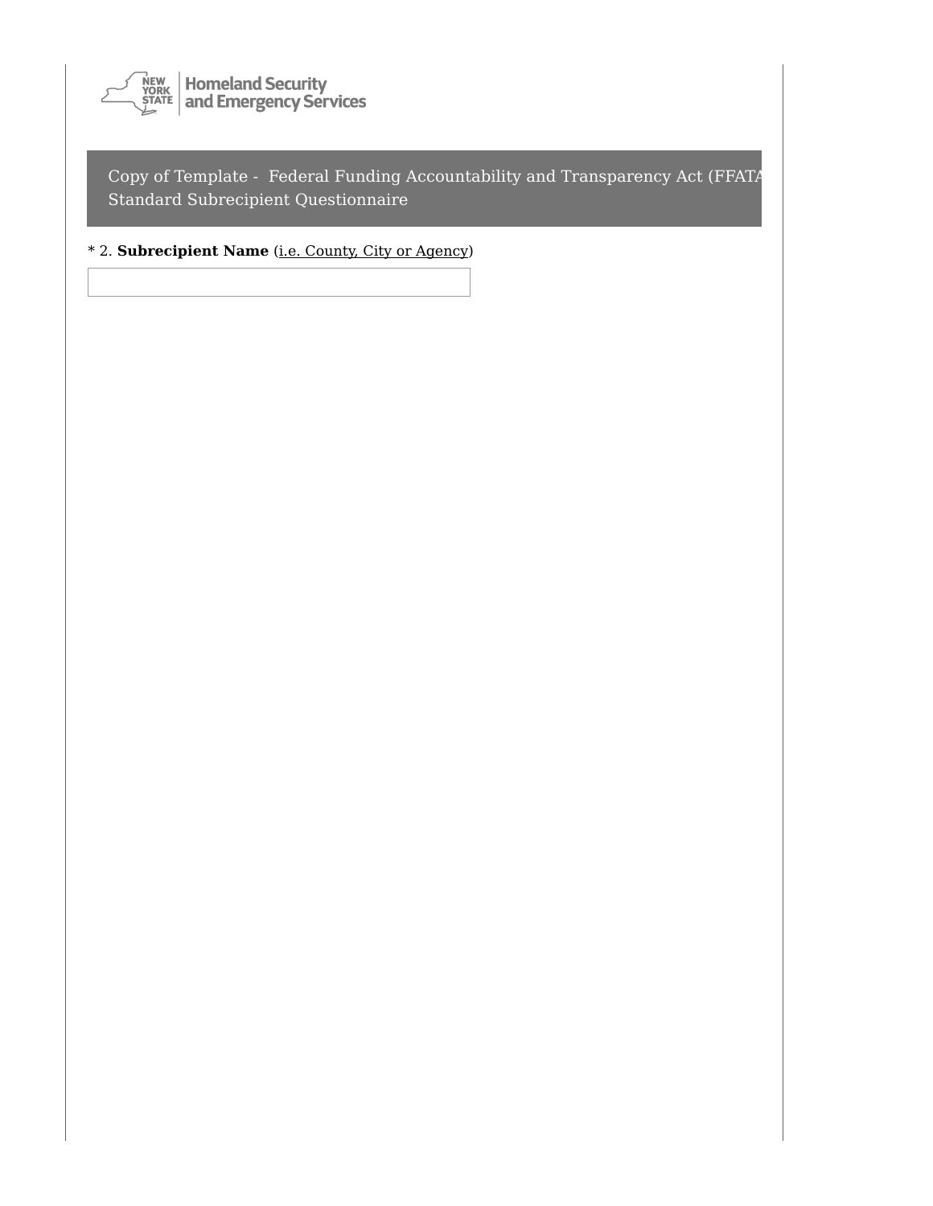Copy of Template - Federal Funding Accountability and Transparency Act (FFATA Standard Subrecipient Questionnaire

* 2. **Subrecipient Name** (i.e. County, City or Agency)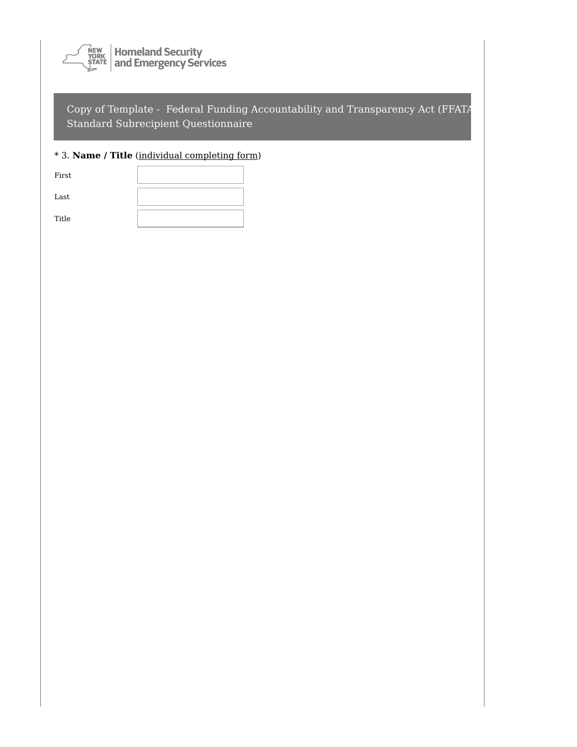Homeland Security and Emergency Services

## Copy of Template - Federal Funding Accountability and Transparency Act (FFATA Standard Subrecipient Questionnaire

* 3. **Name / Title** (individual completing form)

First

Last

Title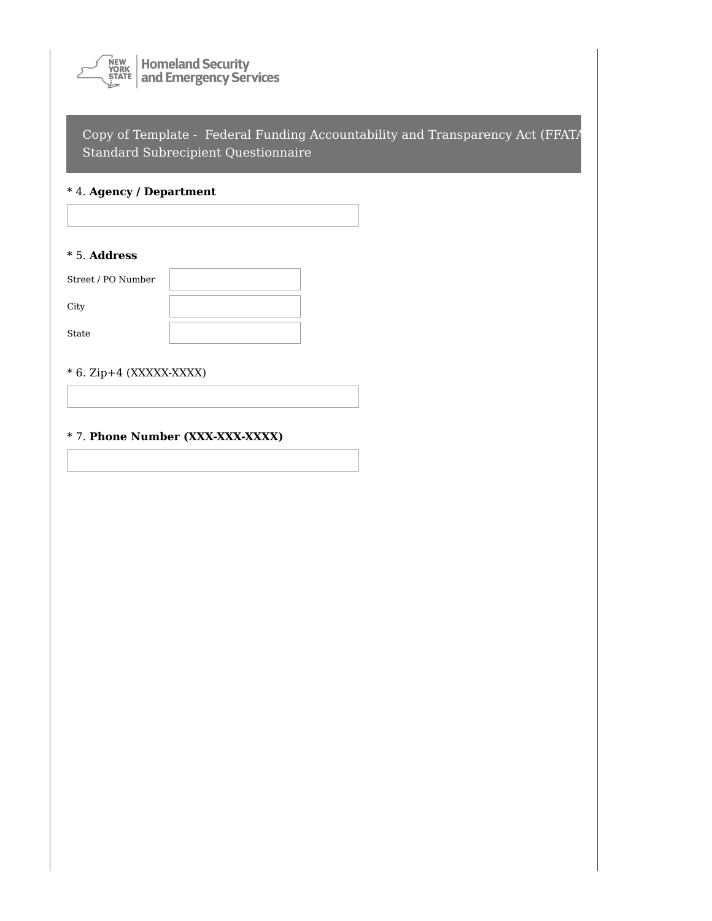Copy of Template - Federal Funding Accountability and Transparency Act (FFATA Standard Subrecipient Questionnaire

\* 4. **Agency / Department**

\* 5. **Address**

Street / PO Number

City

State

\* 6. Zip+4 (XXXXX-XXXX)

\* 7. **Phone Number (XXX-XXX-XXXX)**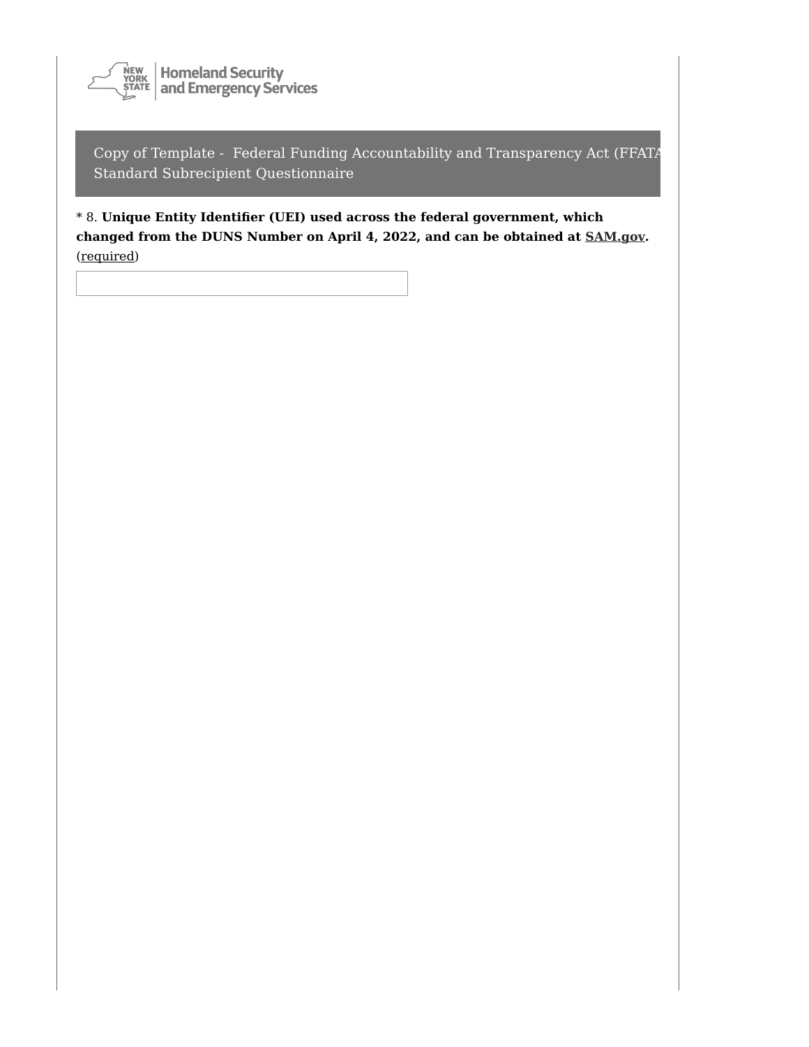Copy of Template - Federal Funding Accountability and Transparency Act (FFATA) Standard Subrecipient Questionnaire

* 8. **Unique Entity Identifier (UEI) used across the federal government, which changed from the DUNS Number on April 4, 2022, and can be obtained at SAM.gov.** (required)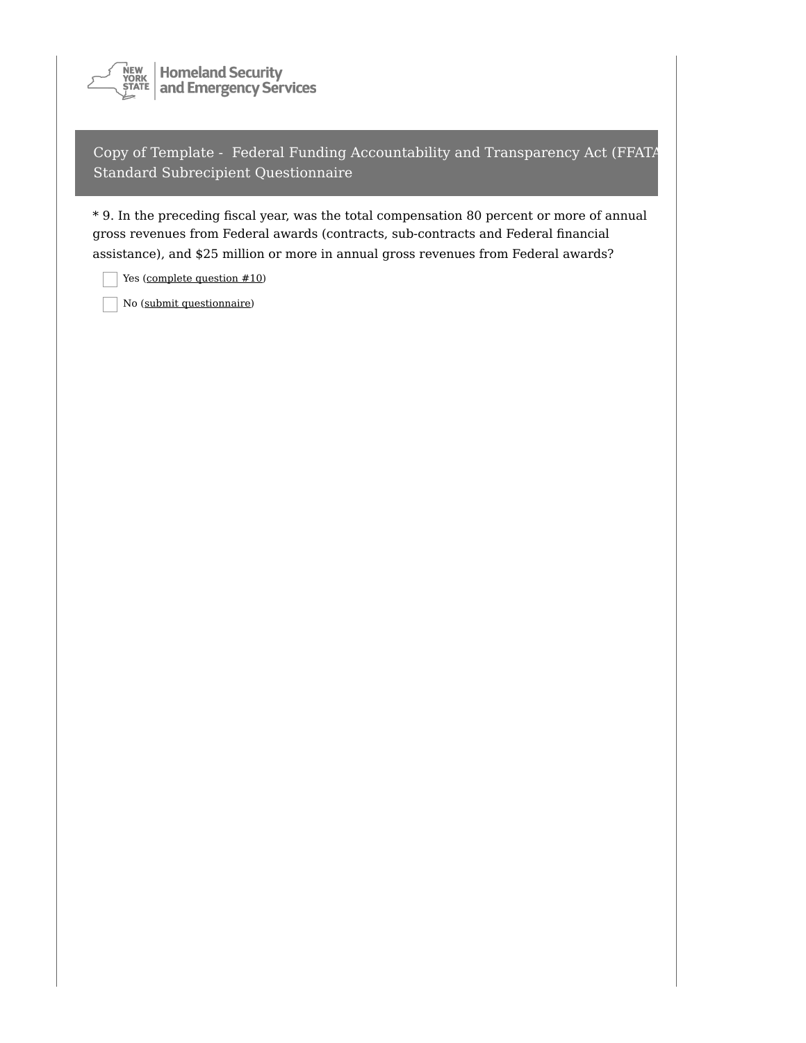Copy of Template - Federal Funding Accountability and Transparency Act (FFATA Standard Subrecipient Questionnaire

* 9. In the preceding fiscal year, was the total compensation 80 percent or more of annual gross revenues from Federal awards (contracts, sub-contracts and Federal financial assistance), and $25 million or more in annual gross revenues from Federal awards?

- [ ] Yes (complete question #10)
- [ ] No (submit questionnaire)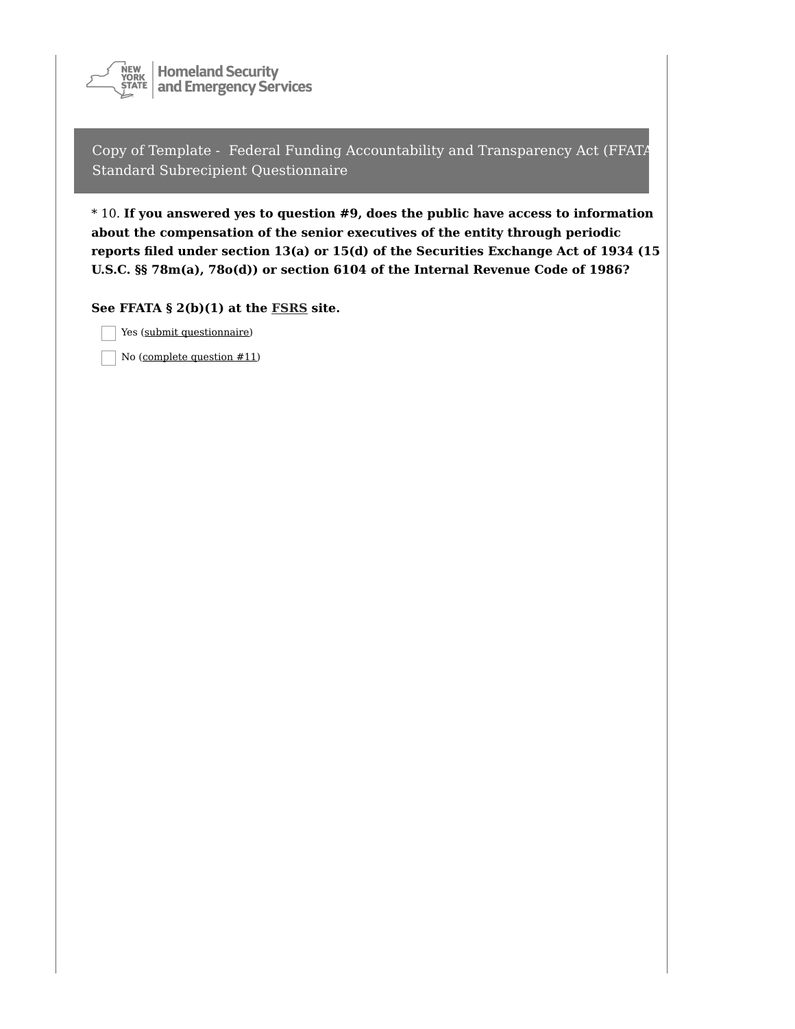Copy of Template - Federal Funding Accountability and Transparency Act (FFATA) Standard Subrecipient Questionnaire

* 10. **If you answered yes to question #9, does the public have access to information about the compensation of the senior executives of the entity through periodic reports filed under section 13(a) or 15(d) of the Securities Exchange Act of 1934 (15 U.S.C. §§ 78m(a), 78o(d)) or section 6104 of the Internal Revenue Code of 1986?**

**See FFATA § 2(b)(1) at the FSRS site.**

- [ ] Yes (submit questionnaire)
- [ ] No (complete question #11)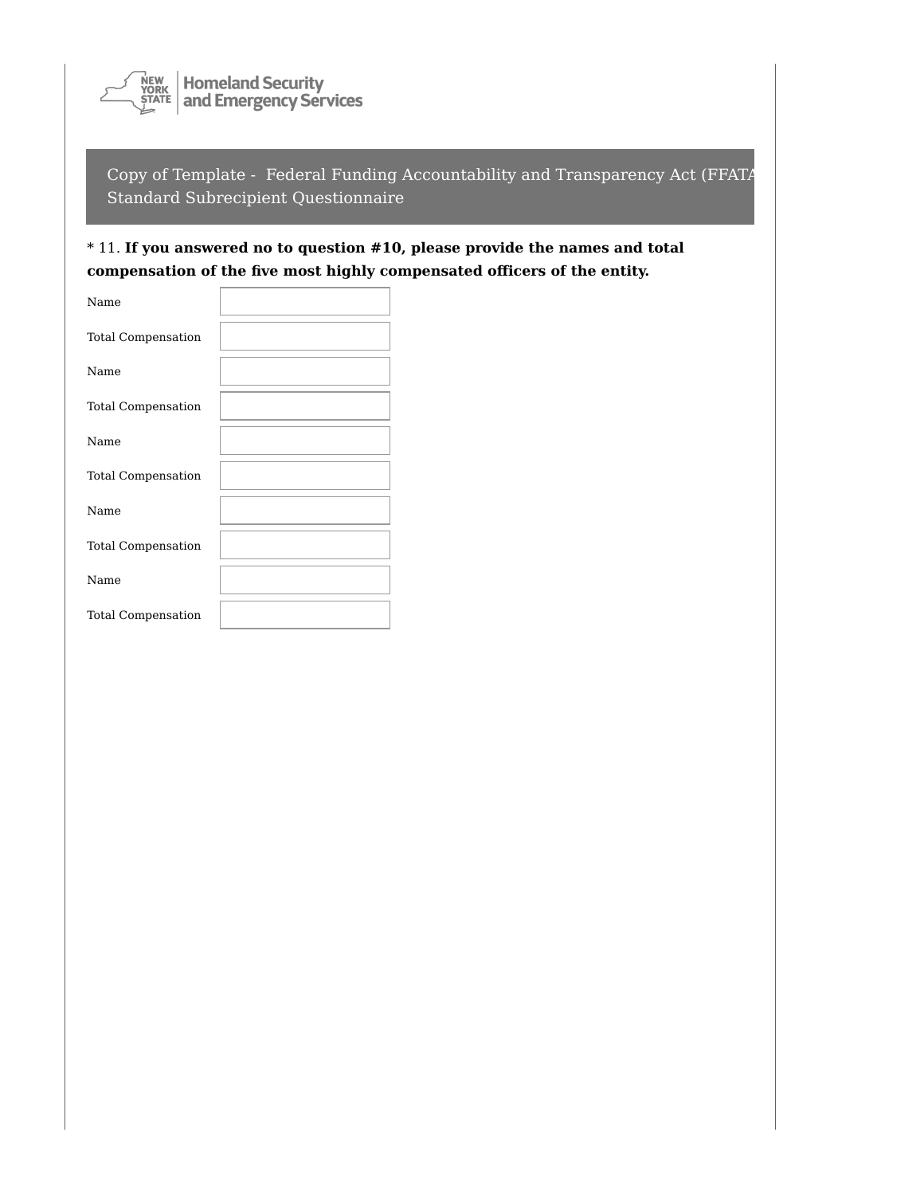Copy of Template - Federal Funding Accountability and Transparency Act (FFATA
Standard Subrecipient Questionnaire

\* 11. **If you answered no to question #10, please provide the names and total compensation of the five most highly compensated officers of the entity.**

| | |
|---|---|
| Name | |
| Total Compensation | |
| Name | |
| Total Compensation | |
| Name | |
| Total Compensation | |
| Name | |
| Total Compensation | |
| Name | |
| Total Compensation | |